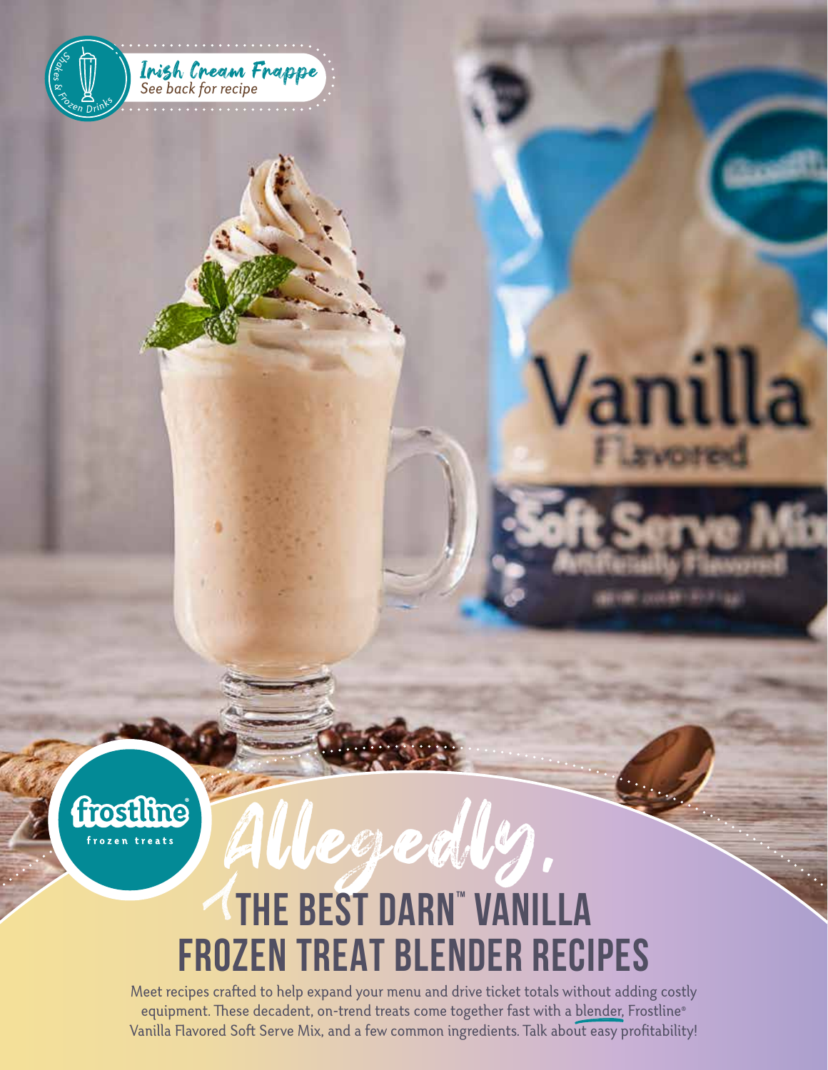Shakes & Frozen Drinks

*Irish Cream Frappe*
*See back for recipe*

frostline® frozen treats

*Allegedly,*

# THE BEST DARN™ VANILLA FROZEN TREAT BLENDER RECIPES

Meet recipes crafted to help expand your menu and drive ticket totals without adding costly equipment. These decadent, on-trend treats come together fast with a blender, Frostline® Vanilla Flavored Soft Serve Mix, and a few common ingredients. Talk about easy profitability!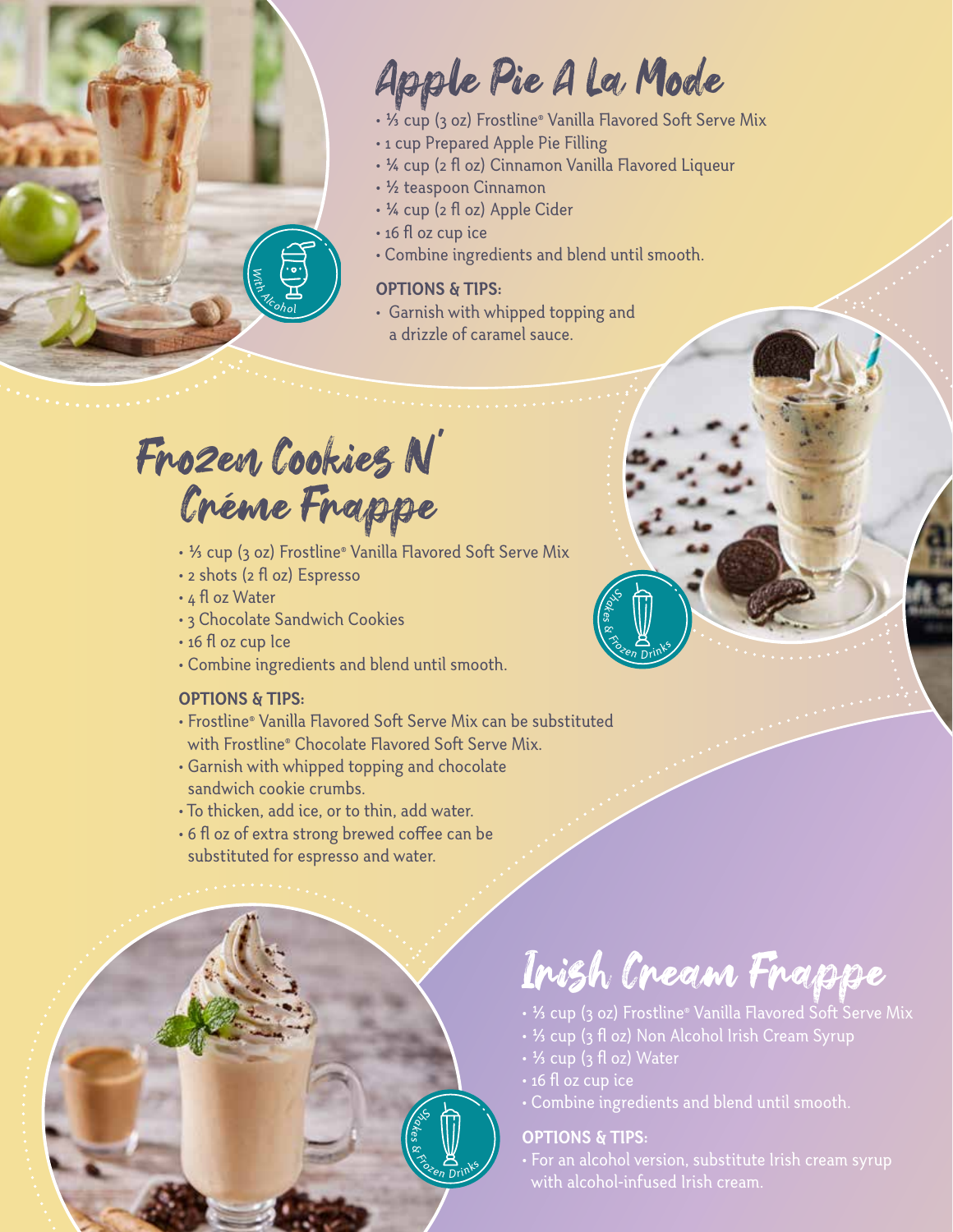# Apple Pie A La Mode

- ⅓ cup (3 oz) Frostline® Vanilla Flavored Soft Serve Mix
- 1 cup Prepared Apple Pie Filling
- ¼ cup (2 fl oz) Cinnamon Vanilla Flavored Liqueur
- ½ teaspoon Cinnamon
- ¼ cup (2 fl oz) Apple Cider
- 16 fl oz cup ice
- Combine ingredients and blend until smooth.

**OPTIONS & TIPS:**

- Garnish with whipped topping and a drizzle of caramel sauce.

With Alcohol

# Frozen Cookies N' Créme Frappe

- ⅓ cup (3 oz) Frostline® Vanilla Flavored Soft Serve Mix
- 2 shots (2 fl oz) Espresso
- 4 fl oz Water
- 3 Chocolate Sandwich Cookies
- 16 fl oz cup Ice
- Combine ingredients and blend until smooth.

**OPTIONS & TIPS:**

- Frostline® Vanilla Flavored Soft Serve Mix can be substituted with Frostline® Chocolate Flavored Soft Serve Mix.
- Garnish with whipped topping and chocolate sandwich cookie crumbs.
- To thicken, add ice, or to thin, add water.
- 6 fl oz of extra strong brewed coffee can be substituted for espresso and water.

Shakes & Frozen Drinks

# Irish Cream Frappe

- ⅓ cup (3 oz) Frostline® Vanilla Flavored Soft Serve Mix
- ⅓ cup (3 fl oz) Non Alcohol Irish Cream Syrup
- ⅓ cup (3 fl oz) Water
- 16 fl oz cup ice
- Combine ingredients and blend until smooth.

**OPTIONS & TIPS:**

- For an alcohol version, substitute Irish cream syrup with alcohol-infused Irish cream.

Shakes & Frozen Drinks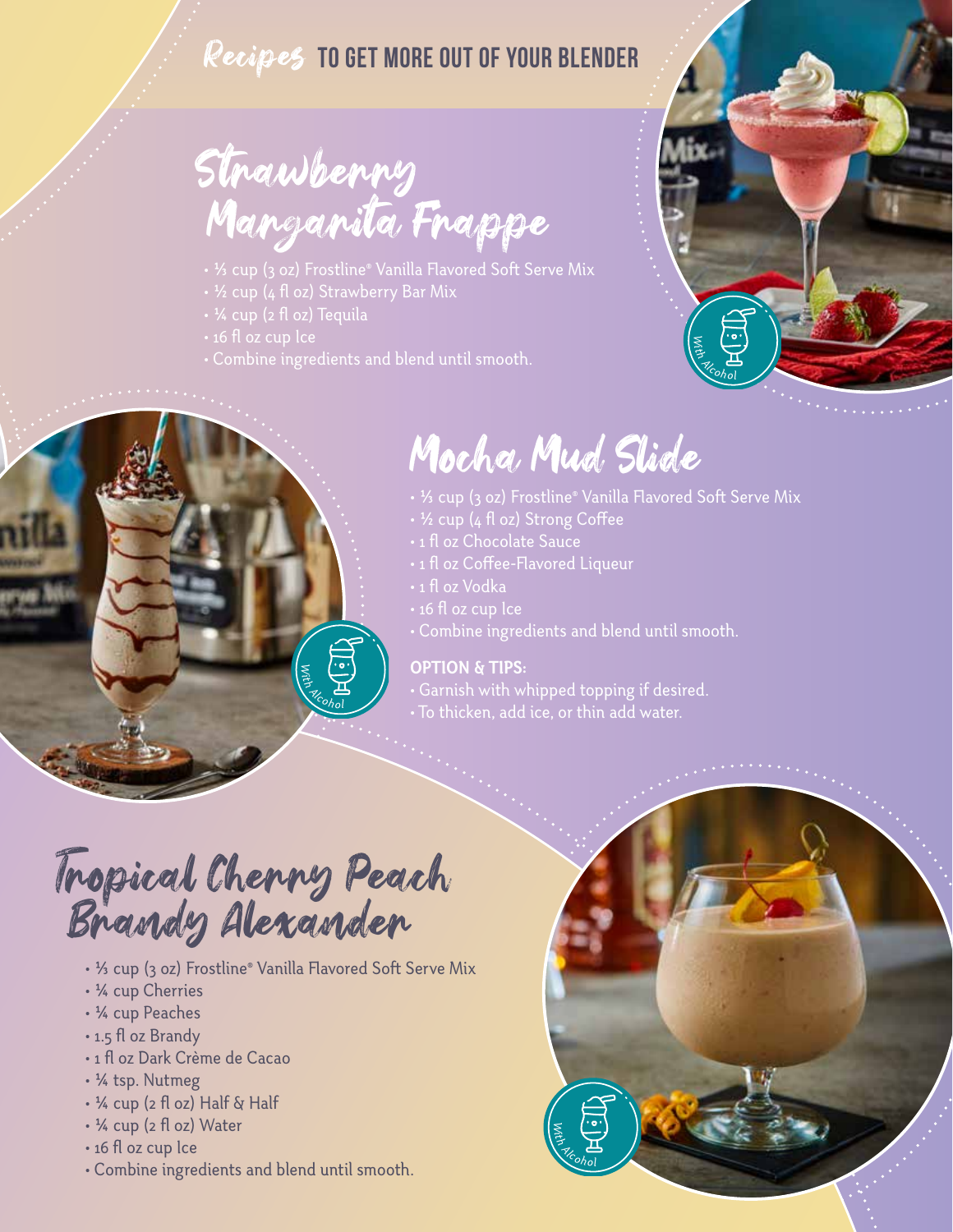## Recipes TO GET MORE OUT OF YOUR BLENDER

# Strawberry Margarita Frappe

- ⅓ cup (3 oz) Frostline® Vanilla Flavored Soft Serve Mix
- ½ cup (4 fl oz) Strawberry Bar Mix
- ¼ cup (2 fl oz) Tequila
- 16 fl oz cup Ice
- Combine ingredients and blend until smooth.

With Alcohol

# Mocha Mud Slide

- ⅓ cup (3 oz) Frostline® Vanilla Flavored Soft Serve Mix
- ½ cup (4 fl oz) Strong Coffee
- 1 fl oz Chocolate Sauce
- 1 fl oz Coffee-Flavored Liqueur
- 1 fl oz Vodka
- 16 fl oz cup Ice
- Combine ingredients and blend until smooth.

**OPTION & TIPS:**

- Garnish with whipped topping if desired.
- To thicken, add ice, or thin add water.

With Alcohol

# Tropical Cherry Peach Brandy Alexander

- ⅓ cup (3 oz) Frostline® Vanilla Flavored Soft Serve Mix
- ¼ cup Cherries
- ¼ cup Peaches
- 1.5 fl oz Brandy
- 1 fl oz Dark Crème de Cacao
- ¼ tsp. Nutmeg
- ¼ cup (2 fl oz) Half & Half
- ¼ cup (2 fl oz) Water
- 16 fl oz cup Ice
- Combine ingredients and blend until smooth.

With Alcohol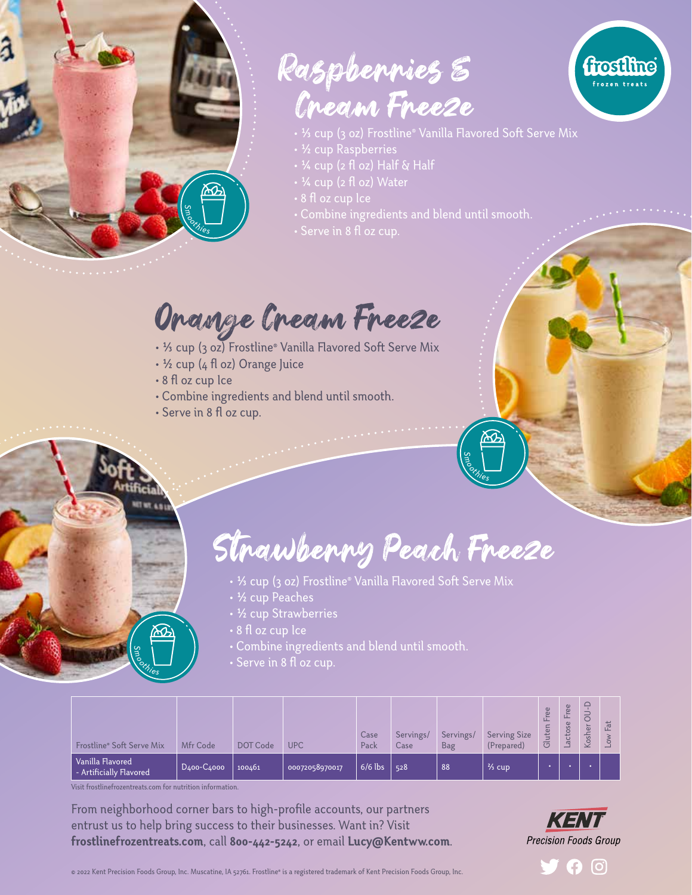# Raspberries & Cream Freeze

- ⅓ cup (3 oz) Frostline® Vanilla Flavored Soft Serve Mix
- ½ cup Raspberries
- ¼ cup (2 fl oz) Half & Half
- ¼ cup (2 fl oz) Water
- 8 fl oz cup Ice
- Combine ingredients and blend until smooth.
- Serve in 8 fl oz cup.

# Orange Cream Freeze

- ⅓ cup (3 oz) Frostline® Vanilla Flavored Soft Serve Mix
- ½ cup (4 fl oz) Orange Juice
- 8 fl oz cup Ice
- Combine ingredients and blend until smooth.
- Serve in 8 fl oz cup.

# Strawberry Peach Freeze

- ⅓ cup (3 oz) Frostline® Vanilla Flavored Soft Serve Mix
- ½ cup Peaches
- ½ cup Strawberries
- 8 fl oz cup Ice
- Combine ingredients and blend until smooth.
- Serve in 8 fl oz cup.

| Frostline® Soft Serve Mix | Mfr Code | DOT Code | UPC | Case Pack | Servings/ Case | Servings/ Bag | Serving Size (Prepared) | Gluten Free | Lactose Free | Kosher OU-D | Low Fat |
|---|---|---|---|---|---|---|---|---|---|---|---|
| Vanilla Flavored - Artificially Flavored | D400-C4000 | 100461 | 00072058970017 | 6/6 lbs | 528 | 88 | ⅔ cup | • | • | • | |

Visit frostlinefrozentreats.com for nutrition information.

From neighborhood corner bars to high-profile accounts, our partners entrust us to help bring success to their businesses. Want in? Visit **frostlinefrozentreats.com**, call **800-442-5242**, or email **Lucy@Kentww.com**.

KENT Precision Foods Group

© 2022 Kent Precision Foods Group, Inc. Muscatine, IA 52761. Frostline® is a registered trademark of Kent Precision Foods Group, Inc.